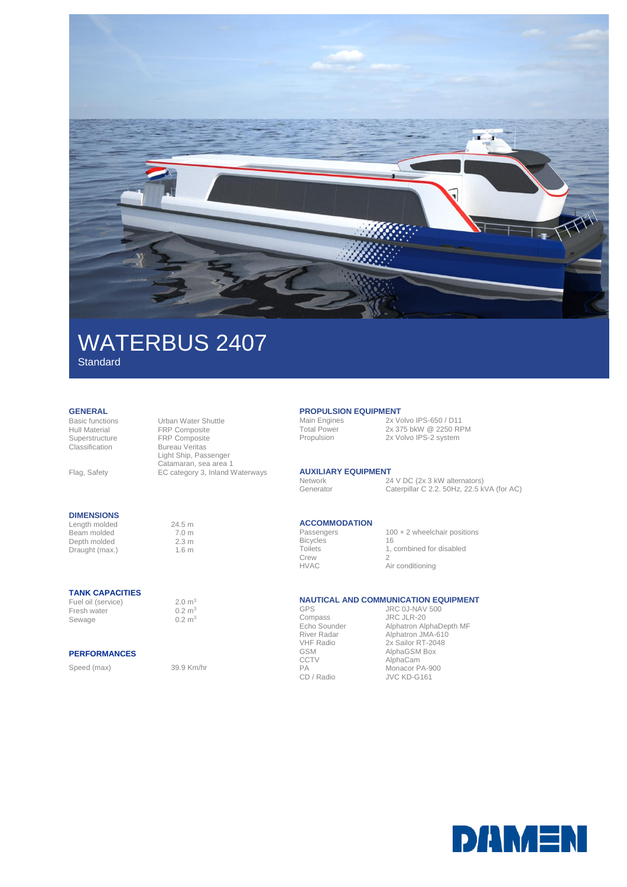# WATERBUS 2407

Standard

## GENERAL

| | |
|---|---|
| Basic functions | Urban Water Shuttle |
| Hull Material | FRP Composite |
| Superstructure | FRP Composite |
| Classification | Bureau Veritas<br>Light Ship, Passenger<br>Catamaran, sea area 1 |
| Flag, Safety | EC category 3, Inland Waterways |

## DIMENSIONS

| | |
|---|---|
| Length molded | 24.5 m |
| Beam molded | 7.0 m |
| Depth molded | 2.3 m |
| Draught (max.) | 1.6 m |

## TANK CAPACITIES

| | |
|---|---|
| Fuel oil (service) | 2.0 $m^3$ |
| Fresh water | 0.2 $m^3$ |
| Sewage | 0.2 $m^3$ |

## PERFORMANCES

| | |
|---|---|
| Speed (max) | 39.9 Km/hr |

## PROPULSION EQUIPMENT

| | |
|---|---|
| Main Engines | 2x Volvo IPS-650 / D11 |
| Total Power | 2x 375 bkW @ 2250 RPM |
| Propulsion | 2x Volvo IPS-2 system |

## AUXILIARY EQUIPMENT

| | |
|---|---|
| Network | 24 V DC (2x 3 kW alternators) |
| Generator | Caterpillar C 2.2. 50Hz, 22.5 kVA (for AC) |

## ACCOMMODATION

| | |
|---|---|
| Passengers | 100 + 2 wheelchair positions |
| Bicycles | 16 |
| Toilets | 1, combined for disabled |
| Crew | 2 |
| HVAC | Air conditioning |

## NAUTICAL AND COMMUNICATION EQUIPMENT

| | |
|---|---|
| GPS | JRC 0J-NAV 500 |
| Compass | JRC JLR-20 |
| Echo Sounder | Alphatron AlphaDepth MF |
| River Radar | Alphatron JMA-610 |
| VHF Radio | 2x Sailor RT-2048 |
| GSM | AlphaGSM Box |
| CCTV | AlphaCam |
| PA | Monacor PA-900 |
| CD / Radio | JVC KD-G161 |

DAMEN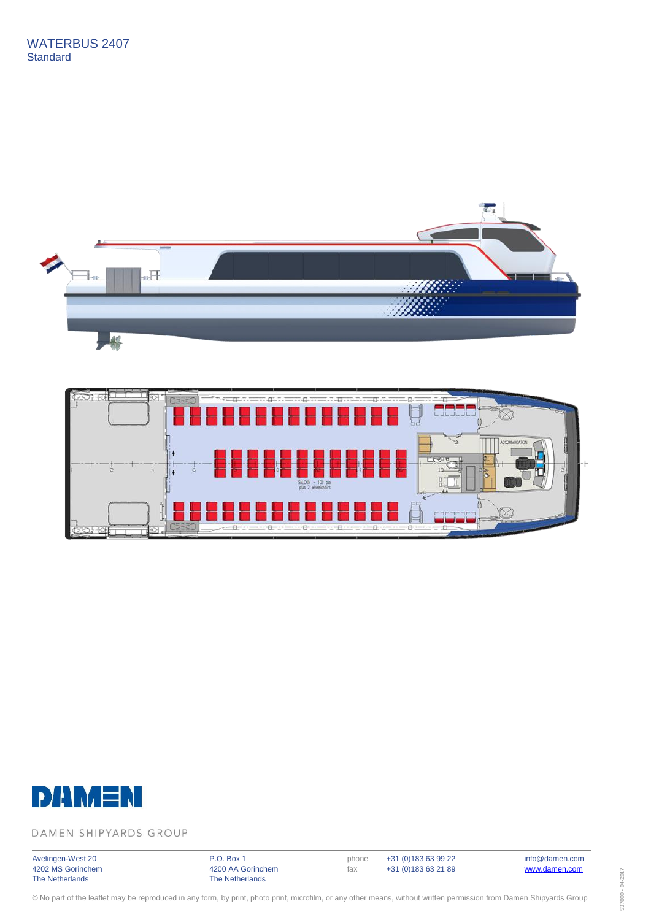# WATERBUS 2407
Standard

SALOON – 100 pax
plus 2 wheelchairs

ACCOMMODATION

DAMEN

DAMEN SHIPYARDS GROUP

Avelingen-West 20
4202 MS Gorinchem
The Netherlands

P.O. Box 1
4200 AA Gorinchem
The Netherlands

phone +31 (0)183 63 99 22
fax +31 (0)183 63 21 89

info@damen.com
www.damen.com

© No part of the leaflet may be reproduced in any form, by print, photo print, microfilm, or any other means, without written permission from Damen Shipyards Group

537800 - 04-2017